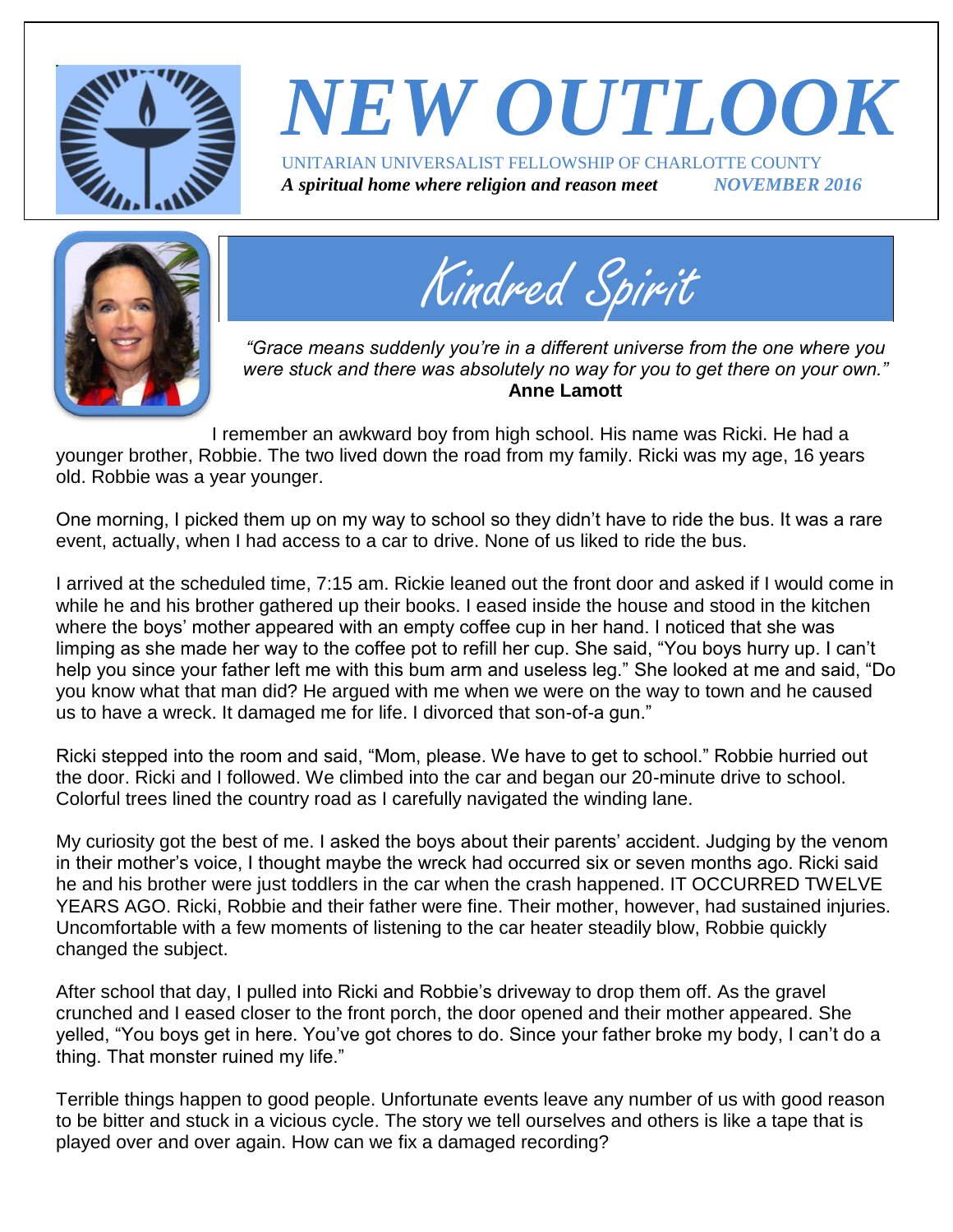# NEW OUTLOOK

UNITARIAN UNIVERSALIST FELLOWSHIP OF CHARLOTTE COUNTY

***A spiritual home where religion and reason meet*** ***NOVEMBER 2016***

## Kindred Spirit

*"Grace means suddenly you're in a different universe from the one where you were stuck and there was absolutely no way for you to get there on your own."*
**Anne Lamott**

I remember an awkward boy from high school. His name was Ricki. He had a younger brother, Robbie. The two lived down the road from my family. Ricki was my age, 16 years old. Robbie was a year younger.

One morning, I picked them up on my way to school so they didn't have to ride the bus. It was a rare event, actually, when I had access to a car to drive. None of us liked to ride the bus.

I arrived at the scheduled time, 7:15 am. Rickie leaned out the front door and asked if I would come in while he and his brother gathered up their books. I eased inside the house and stood in the kitchen where the boys' mother appeared with an empty coffee cup in her hand. I noticed that she was limping as she made her way to the coffee pot to refill her cup. She said, "You boys hurry up. I can't help you since your father left me with this bum arm and useless leg." She looked at me and said, "Do you know what that man did? He argued with me when we were on the way to town and he caused us to have a wreck. It damaged me for life. I divorced that son-of-a gun."

Ricki stepped into the room and said, "Mom, please. We have to get to school." Robbie hurried out the door. Ricki and I followed. We climbed into the car and began our 20-minute drive to school. Colorful trees lined the country road as I carefully navigated the winding lane.

My curiosity got the best of me. I asked the boys about their parents' accident. Judging by the venom in their mother's voice, I thought maybe the wreck had occurred six or seven months ago. Ricki said he and his brother were just toddlers in the car when the crash happened. IT OCCURRED TWELVE YEARS AGO. Ricki, Robbie and their father were fine. Their mother, however, had sustained injuries. Uncomfortable with a few moments of listening to the car heater steadily blow, Robbie quickly changed the subject.

After school that day, I pulled into Ricki and Robbie's driveway to drop them off. As the gravel crunched and I eased closer to the front porch, the door opened and their mother appeared. She yelled, "You boys get in here. You've got chores to do. Since your father broke my body, I can't do a thing. That monster ruined my life."

Terrible things happen to good people. Unfortunate events leave any number of us with good reason to be bitter and stuck in a vicious cycle. The story we tell ourselves and others is like a tape that is played over and over again. How can we fix a damaged recording?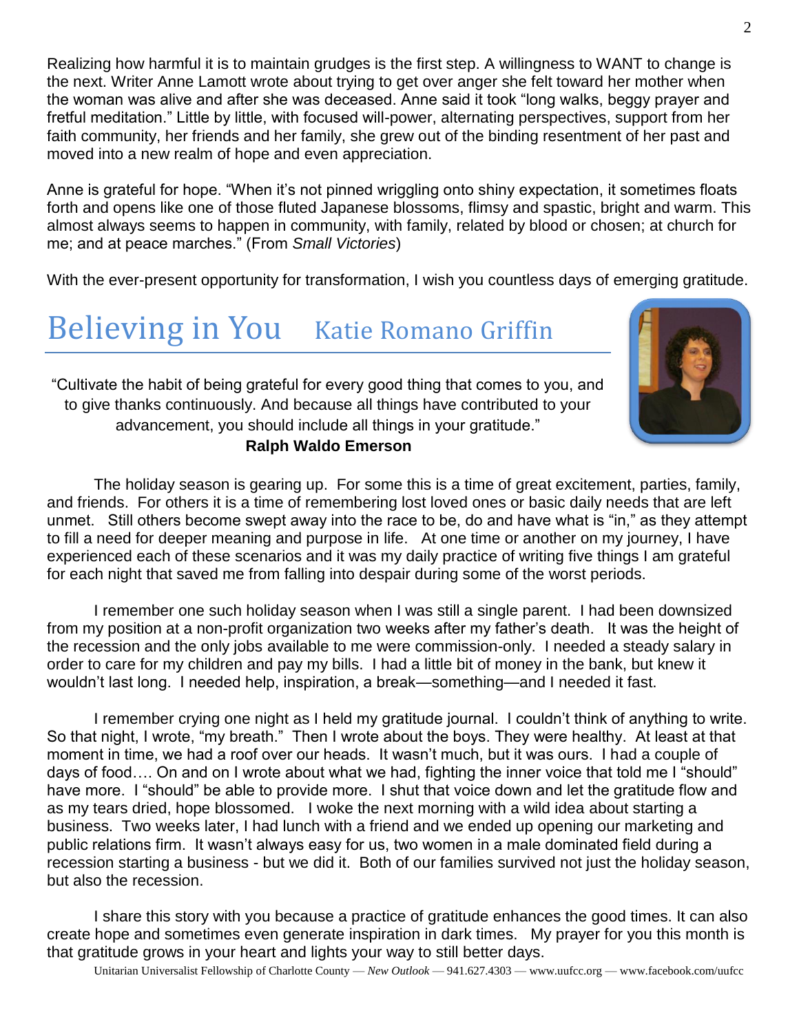Realizing how harmful it is to maintain grudges is the first step. A willingness to WANT to change is the next. Writer Anne Lamott wrote about trying to get over anger she felt toward her mother when the woman was alive and after she was deceased. Anne said it took "long walks, beggy prayer and fretful meditation." Little by little, with focused will-power, alternating perspectives, support from her faith community, her friends and her family, she grew out of the binding resentment of her past and moved into a new realm of hope and even appreciation.

Anne is grateful for hope. "When it's not pinned wriggling onto shiny expectation, it sometimes floats forth and opens like one of those fluted Japanese blossoms, flimsy and spastic, bright and warm. This almost always seems to happen in community, with family, related by blood or chosen; at church for me; and at peace marches." (From *Small Victories*)

With the ever-present opportunity for transformation, I wish you countless days of emerging gratitude.

# Believing in You    Katie Romano Griffin

"Cultivate the habit of being grateful for every good thing that comes to you, and to give thanks continuously. And because all things have contributed to your advancement, you should include all things in your gratitude."
**Ralph Waldo Emerson**

The holiday season is gearing up. For some this is a time of great excitement, parties, family, and friends. For others it is a time of remembering lost loved ones or basic daily needs that are left unmet. Still others become swept away into the race to be, do and have what is "in," as they attempt to fill a need for deeper meaning and purpose in life. At one time or another on my journey, I have experienced each of these scenarios and it was my daily practice of writing five things I am grateful for each night that saved me from falling into despair during some of the worst periods.

I remember one such holiday season when I was still a single parent. I had been downsized from my position at a non-profit organization two weeks after my father's death. It was the height of the recession and the only jobs available to me were commission-only. I needed a steady salary in order to care for my children and pay my bills. I had a little bit of money in the bank, but knew it wouldn't last long. I needed help, inspiration, a break—something—and I needed it fast.

I remember crying one night as I held my gratitude journal. I couldn't think of anything to write. So that night, I wrote, "my breath." Then I wrote about the boys. They were healthy. At least at that moment in time, we had a roof over our heads. It wasn't much, but it was ours. I had a couple of days of food…. On and on I wrote about what we had, fighting the inner voice that told me I "should" have more. I "should" be able to provide more. I shut that voice down and let the gratitude flow and as my tears dried, hope blossomed. I woke the next morning with a wild idea about starting a business. Two weeks later, I had lunch with a friend and we ended up opening our marketing and public relations firm. It wasn't always easy for us, two women in a male dominated field during a recession starting a business - but we did it. Both of our families survived not just the holiday season, but also the recession.

I share this story with you because a practice of gratitude enhances the good times. It can also create hope and sometimes even generate inspiration in dark times. My prayer for you this month is that gratitude grows in your heart and lights your way to still better days.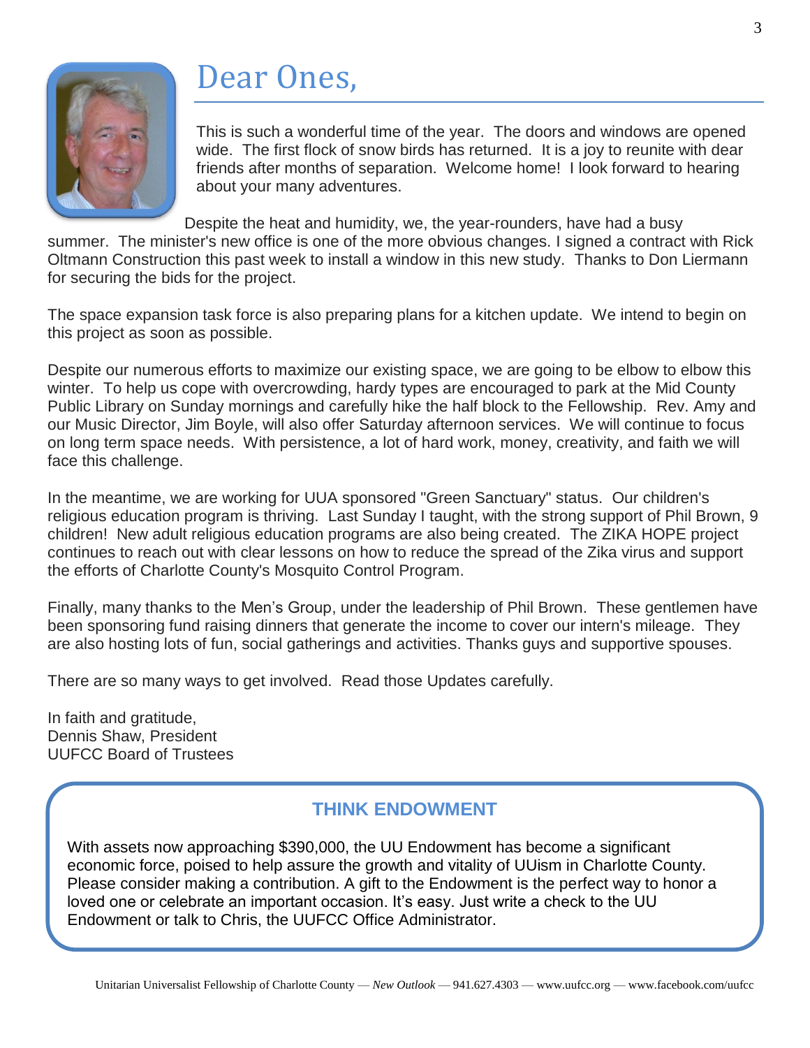# Dear Ones,

This is such a wonderful time of the year. The doors and windows are opened wide. The first flock of snow birds has returned. It is a joy to reunite with dear friends after months of separation. Welcome home! I look forward to hearing about your many adventures.

Despite the heat and humidity, we, the year-rounders, have had a busy summer. The minister's new office is one of the more obvious changes. I signed a contract with Rick Oltmann Construction this past week to install a window in this new study. Thanks to Don Liermann for securing the bids for the project.

The space expansion task force is also preparing plans for a kitchen update. We intend to begin on this project as soon as possible.

Despite our numerous efforts to maximize our existing space, we are going to be elbow to elbow this winter. To help us cope with overcrowding, hardy types are encouraged to park at the Mid County Public Library on Sunday mornings and carefully hike the half block to the Fellowship. Rev. Amy and our Music Director, Jim Boyle, will also offer Saturday afternoon services. We will continue to focus on long term space needs. With persistence, a lot of hard work, money, creativity, and faith we will face this challenge.

In the meantime, we are working for UUA sponsored "Green Sanctuary" status. Our children's religious education program is thriving. Last Sunday I taught, with the strong support of Phil Brown, 9 children! New adult religious education programs are also being created. The ZIKA HOPE project continues to reach out with clear lessons on how to reduce the spread of the Zika virus and support the efforts of Charlotte County's Mosquito Control Program.

Finally, many thanks to the Men's Group, under the leadership of Phil Brown. These gentlemen have been sponsoring fund raising dinners that generate the income to cover our intern's mileage. They are also hosting lots of fun, social gatherings and activities. Thanks guys and supportive spouses.

There are so many ways to get involved. Read those Updates carefully.

In faith and gratitude,
Dennis Shaw, President
UUFCC Board of Trustees

## THINK ENDOWMENT

With assets now approaching $390,000, the UU Endowment has become a significant economic force, poised to help assure the growth and vitality of UUism in Charlotte County. Please consider making a contribution. A gift to the Endowment is the perfect way to honor a loved one or celebrate an important occasion. It's easy. Just write a check to the UU Endowment or talk to Chris, the UUFCC Office Administrator.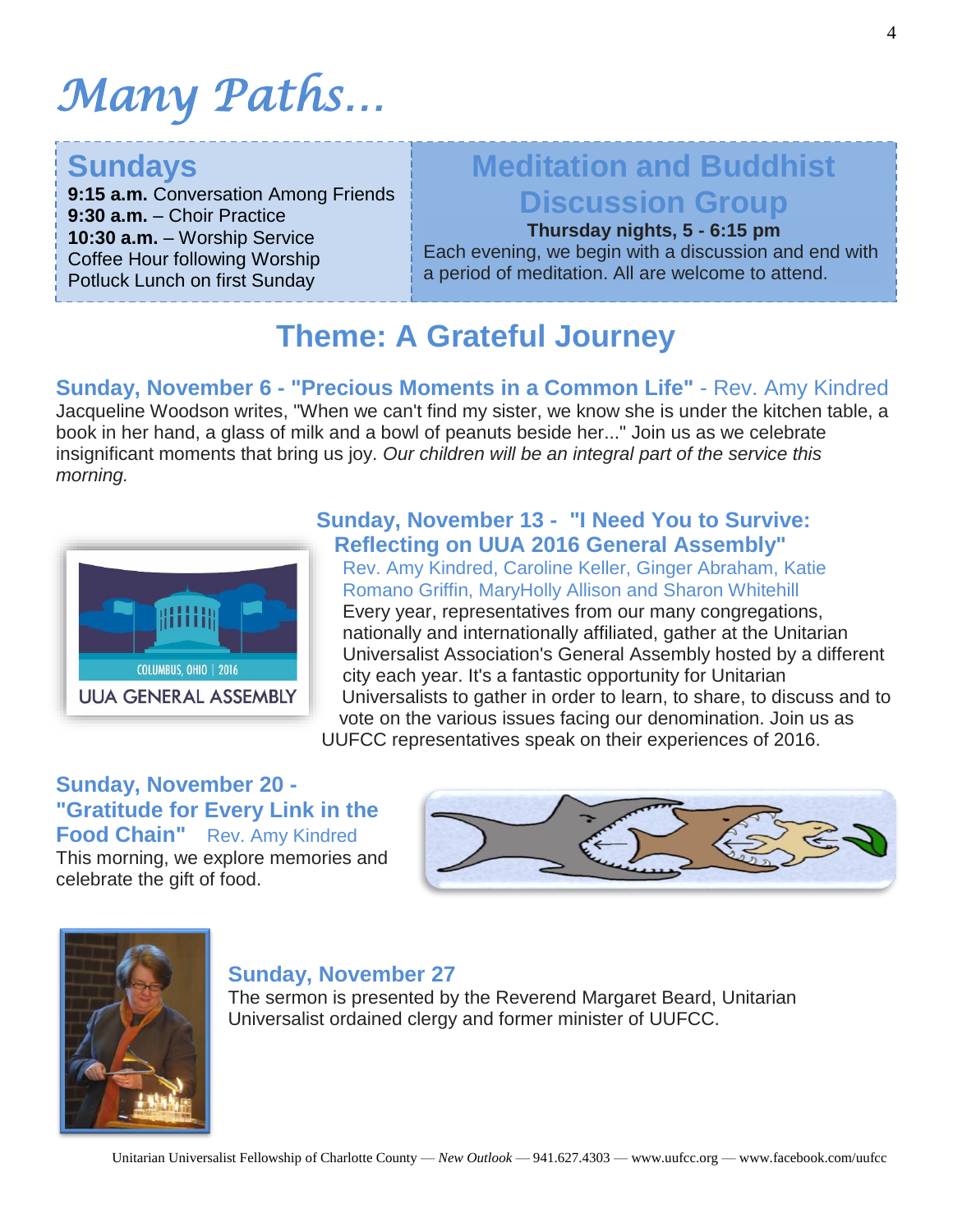# Many Paths…

## Sundays

**9:15 a.m.** Conversation Among Friends
**9:30 a.m.** – Choir Practice
**10:30 a.m.** – Worship Service
Coffee Hour following Worship
Potluck Lunch on first Sunday

## Meditation and Buddhist Discussion Group

**Thursday nights, 5 - 6:15 pm**

Each evening, we begin with a discussion and end with a period of meditation. All are welcome to attend.

## Theme: A Grateful Journey

### Sunday, November 6 - "Precious Moments in a Common Life" - Rev. Amy Kindred

Jacqueline Woodson writes, "When we can't find my sister, we know she is under the kitchen table, a book in her hand, a glass of milk and a bowl of peanuts beside her..." Join us as we celebrate insignificant moments that bring us joy. *Our children will be an integral part of the service this morning.*

### Sunday, November 13 - "I Need You to Survive: Reflecting on UUA 2016 General Assembly"

Rev. Amy Kindred, Caroline Keller, Ginger Abraham, Katie Romano Griffin, MaryHolly Allison and Sharon Whitehill

Every year, representatives from our many congregations, nationally and internationally affiliated, gather at the Unitarian Universalist Association's General Assembly hosted by a different city each year. It's a fantastic opportunity for Unitarian Universalists to gather in order to learn, to share, to discuss and to vote on the various issues facing our denomination. Join us as UUFCC representatives speak on their experiences of 2016.

### Sunday, November 20 - "Gratitude for Every Link in the Food Chain" Rev. Amy Kindred

This morning, we explore memories and celebrate the gift of food.

### Sunday, November 27

The sermon is presented by the Reverend Margaret Beard, Unitarian Universalist ordained clergy and former minister of UUFCC.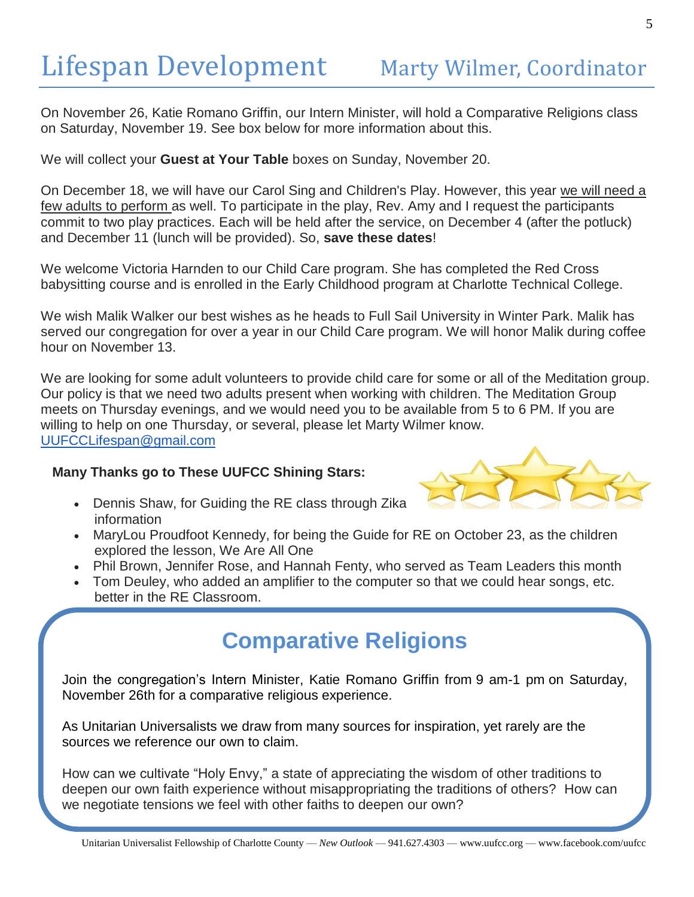# Lifespan Development

## Marty Wilmer, Coordinator

On November 26, Katie Romano Griffin, our Intern Minister, will hold a Comparative Religions class on Saturday, November 19. See box below for more information about this.

We will collect your **Guest at Your Table** boxes on Sunday, November 20.

On December 18, we will have our Carol Sing and Children's Play. However, this year <u>we will need a few adults to perform</u> as well. To participate in the play, Rev. Amy and I request the participants commit to two play practices. Each will be held after the service, on December 4 (after the potluck) and December 11 (lunch will be provided). So, **save these dates**!

We welcome Victoria Harnden to our Child Care program. She has completed the Red Cross babysitting course and is enrolled in the Early Childhood program at Charlotte Technical College.

We wish Malik Walker our best wishes as he heads to Full Sail University in Winter Park. Malik has served our congregation for over a year in our Child Care program. We will honor Malik during coffee hour on November 13.

We are looking for some adult volunteers to provide child care for some or all of the Meditation group. Our policy is that we need two adults present when working with children. The Meditation Group meets on Thursday evenings, and we would need you to be available from 5 to 6 PM. If you are willing to help on one Thursday, or several, please let Marty Wilmer know.
UUFCCLifespan@gmail.com

**Many Thanks go to These UUFCC Shining Stars:**

- Dennis Shaw, for Guiding the RE class through Zika information
- MaryLou Proudfoot Kennedy, for being the Guide for RE on October 23, as the children explored the lesson, We Are All One
- Phil Brown, Jennifer Rose, and Hannah Fenty, who served as Team Leaders this month
- Tom Deuley, who added an amplifier to the computer so that we could hear songs, etc. better in the RE Classroom.

## Comparative Religions

Join the congregation's Intern Minister, Katie Romano Griffin from 9 am-1 pm on Saturday, November 26th for a comparative religious experience.

As Unitarian Universalists we draw from many sources for inspiration, yet rarely are the sources we reference our own to claim.

How can we cultivate "Holy Envy," a state of appreciating the wisdom of other traditions to deepen our own faith experience without misappropriating the traditions of others? How can we negotiate tensions we feel with other faiths to deepen our own?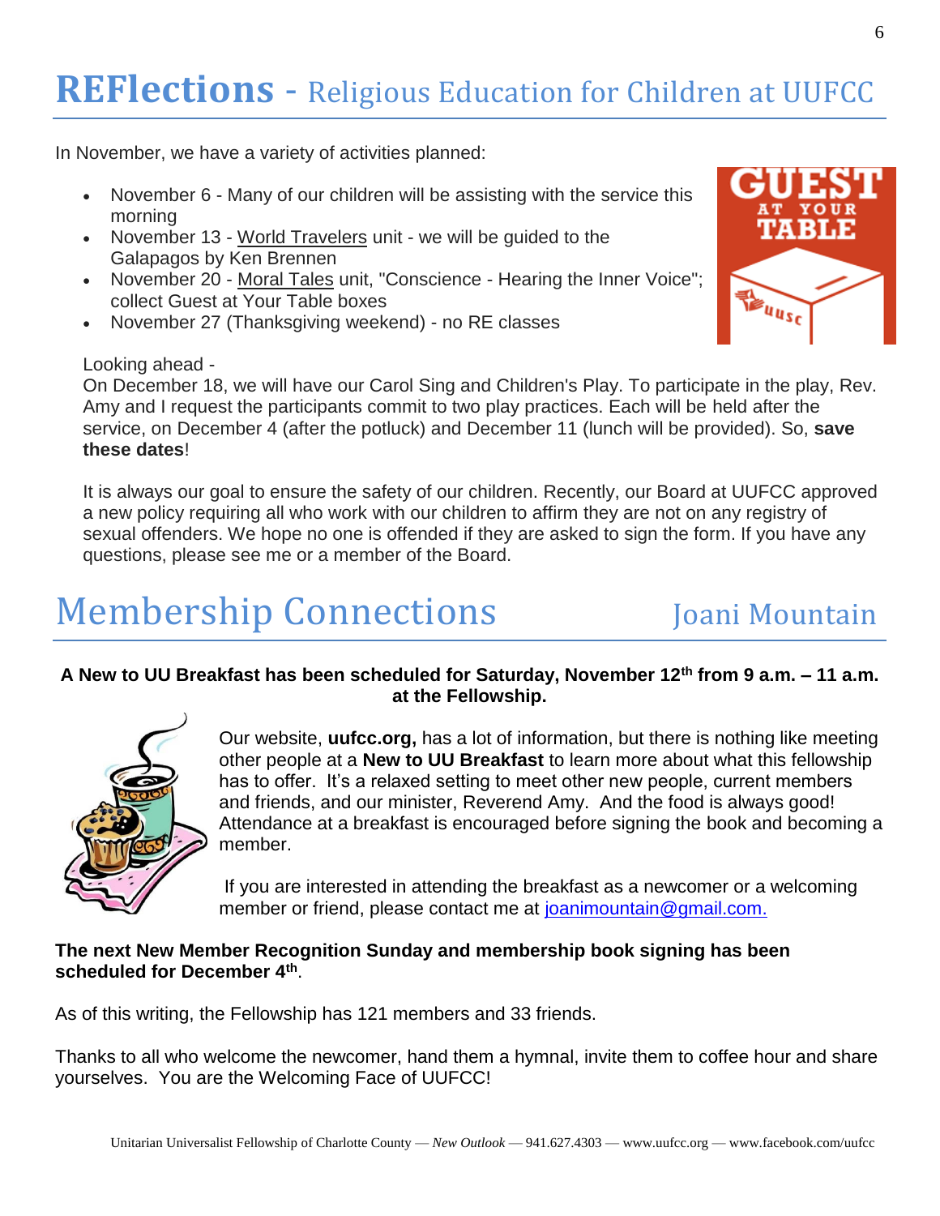# REFlections - Religious Education for Children at UUFCC

In November, we have a variety of activities planned:

- November 6 - Many of our children will be assisting with the service this morning
- November 13 - World Travelers unit - we will be guided to the Galapagos by Ken Brennen
- November 20 - Moral Tales unit, "Conscience - Hearing the Inner Voice"; collect Guest at Your Table boxes
- November 27 (Thanksgiving weekend) - no RE classes

Looking ahead -
On December 18, we will have our Carol Sing and Children's Play. To participate in the play, Rev. Amy and I request the participants commit to two play practices. Each will be held after the service, on December 4 (after the potluck) and December 11 (lunch will be provided). So, **save these dates**!

It is always our goal to ensure the safety of our children. Recently, our Board at UUFCC approved a new policy requiring all who work with our children to affirm they are not on any registry of sexual offenders. We hope no one is offended if they are asked to sign the form. If you have any questions, please see me or a member of the Board.

# Membership Connections — Joani Mountain

**A New to UU Breakfast has been scheduled for Saturday, November 12th from 9 a.m. – 11 a.m. at the Fellowship.**

Our website, **uufcc.org,** has a lot of information, but there is nothing like meeting other people at a **New to UU Breakfast** to learn more about what this fellowship has to offer. It's a relaxed setting to meet other new people, current members and friends, and our minister, Reverend Amy. And the food is always good! Attendance at a breakfast is encouraged before signing the book and becoming a member.

If you are interested in attending the breakfast as a newcomer or a welcoming member or friend, please contact me at joanimountain@gmail.com.

**The next New Member Recognition Sunday and membership book signing has been scheduled for December 4th**.

As of this writing, the Fellowship has 121 members and 33 friends.

Thanks to all who welcome the newcomer, hand them a hymnal, invite them to coffee hour and share yourselves. You are the Welcoming Face of UUFCC!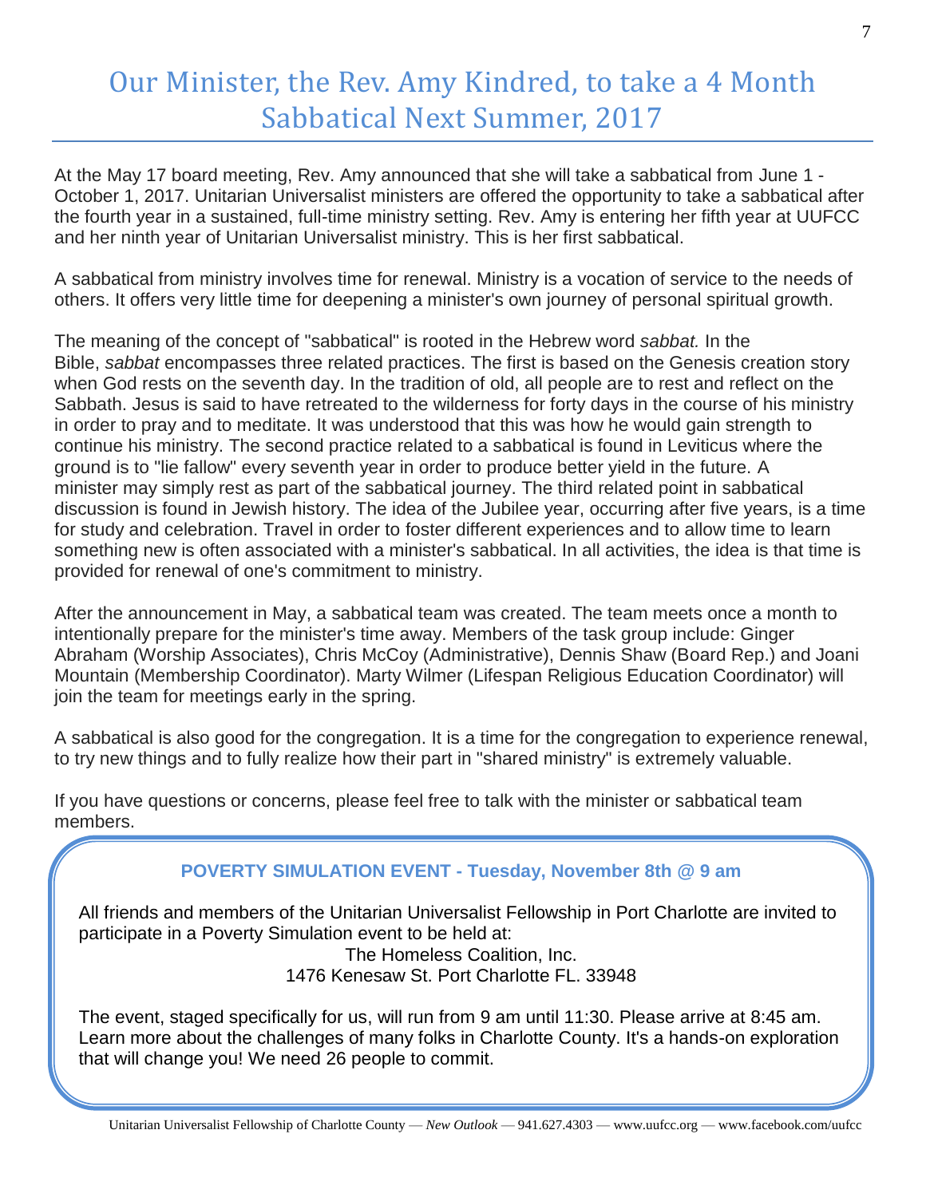# Our Minister, the Rev. Amy Kindred, to take a 4 Month Sabbatical Next Summer, 2017

At the May 17 board meeting, Rev. Amy announced that she will take a sabbatical from June 1 - October 1, 2017. Unitarian Universalist ministers are offered the opportunity to take a sabbatical after the fourth year in a sustained, full-time ministry setting. Rev. Amy is entering her fifth year at UUFCC and her ninth year of Unitarian Universalist ministry. This is her first sabbatical.

A sabbatical from ministry involves time for renewal. Ministry is a vocation of service to the needs of others. It offers very little time for deepening a minister's own journey of personal spiritual growth.

The meaning of the concept of "sabbatical" is rooted in the Hebrew word *sabbat.* In the Bible, *sabbat* encompasses three related practices. The first is based on the Genesis creation story when God rests on the seventh day. In the tradition of old, all people are to rest and reflect on the Sabbath. Jesus is said to have retreated to the wilderness for forty days in the course of his ministry in order to pray and to meditate. It was understood that this was how he would gain strength to continue his ministry. The second practice related to a sabbatical is found in Leviticus where the ground is to "lie fallow" every seventh year in order to produce better yield in the future. A minister may simply rest as part of the sabbatical journey. The third related point in sabbatical discussion is found in Jewish history. The idea of the Jubilee year, occurring after five years, is a time for study and celebration. Travel in order to foster different experiences and to allow time to learn something new is often associated with a minister's sabbatical. In all activities, the idea is that time is provided for renewal of one's commitment to ministry.

After the announcement in May, a sabbatical team was created. The team meets once a month to intentionally prepare for the minister's time away. Members of the task group include: Ginger Abraham (Worship Associates), Chris McCoy (Administrative), Dennis Shaw (Board Rep.) and Joani Mountain (Membership Coordinator). Marty Wilmer (Lifespan Religious Education Coordinator) will join the team for meetings early in the spring.

A sabbatical is also good for the congregation. It is a time for the congregation to experience renewal, to try new things and to fully realize how their part in "shared ministry" is extremely valuable.

If you have questions or concerns, please feel free to talk with the minister or sabbatical team members.

**POVERTY SIMULATION EVENT - Tuesday, November 8th @ 9 am**

All friends and members of the Unitarian Universalist Fellowship in Port Charlotte are invited to participate in a Poverty Simulation event to be held at:

The Homeless Coalition, Inc.
1476 Kenesaw St. Port Charlotte FL. 33948

The event, staged specifically for us, will run from 9 am until 11:30. Please arrive at 8:45 am. Learn more about the challenges of many folks in Charlotte County. It's a hands-on exploration that will change you! We need 26 people to commit.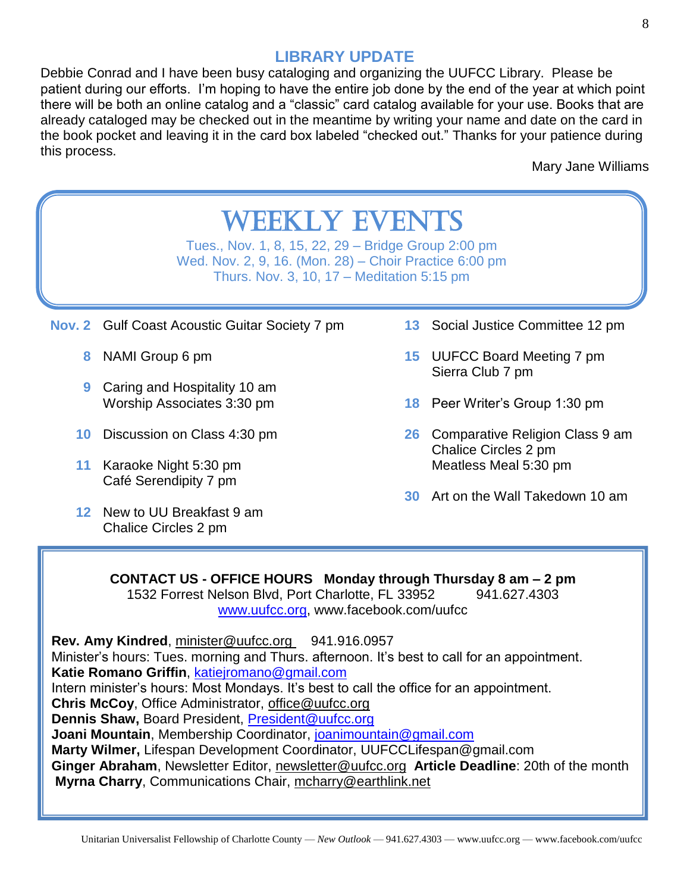## LIBRARY UPDATE

Debbie Conrad and I have been busy cataloging and organizing the UUFCC Library. Please be patient during our efforts. I'm hoping to have the entire job done by the end of the year at which point there will be both an online catalog and a "classic" card catalog available for your use. Books that are already cataloged may be checked out in the meantime by writing your name and date on the card in the book pocket and leaving it in the card box labeled "checked out." Thanks for your patience during this process.

Mary Jane Williams

## WEEKLY EVENTS

Tues., Nov. 1, 8, 15, 22, 29 – Bridge Group 2:00 pm
Wed. Nov. 2, 9, 16. (Mon. 28) – Choir Practice 6:00 pm
Thurs. Nov. 3, 10, 17 – Meditation 5:15 pm

**Nov. 2** Gulf Coast Acoustic Guitar Society 7 pm

**8** NAMI Group 6 pm

**9** Caring and Hospitality 10 am
Worship Associates 3:30 pm

**10** Discussion on Class 4:30 pm

**11** Karaoke Night 5:30 pm
Café Serendipity 7 pm

**12** New to UU Breakfast 9 am
Chalice Circles 2 pm

**13** Social Justice Committee 12 pm

**15** UUFCC Board Meeting 7 pm
Sierra Club 7 pm

**18** Peer Writer's Group 1:30 pm

**26** Comparative Religion Class 9 am
Chalice Circles 2 pm
Meatless Meal 5:30 pm

**30** Art on the Wall Takedown 10 am

**CONTACT US - OFFICE HOURS Monday through Thursday 8 am – 2 pm**
1532 Forrest Nelson Blvd, Port Charlotte, FL 33952 941.627.4303
www.uufcc.org, www.facebook.com/uufcc

**Rev. Amy Kindred**, minister@uufcc.org 941.916.0957
Minister's hours: Tues. morning and Thurs. afternoon. It's best to call for an appointment.
**Katie Romano Griffin**, katiejromano@gmail.com
Intern minister's hours: Most Mondays. It's best to call the office for an appointment.
**Chris McCoy**, Office Administrator, office@uufcc.org
**Dennis Shaw,** Board President, President@uufcc.org
**Joani Mountain**, Membership Coordinator, joanimountain@gmail.com
**Marty Wilmer,** Lifespan Development Coordinator, UUFCCLifespan@gmail.com
**Ginger Abraham**, Newsletter Editor, newsletter@uufcc.org **Article Deadline**: 20th of the month
**Myrna Charry**, Communications Chair, mcharry@earthlink.net